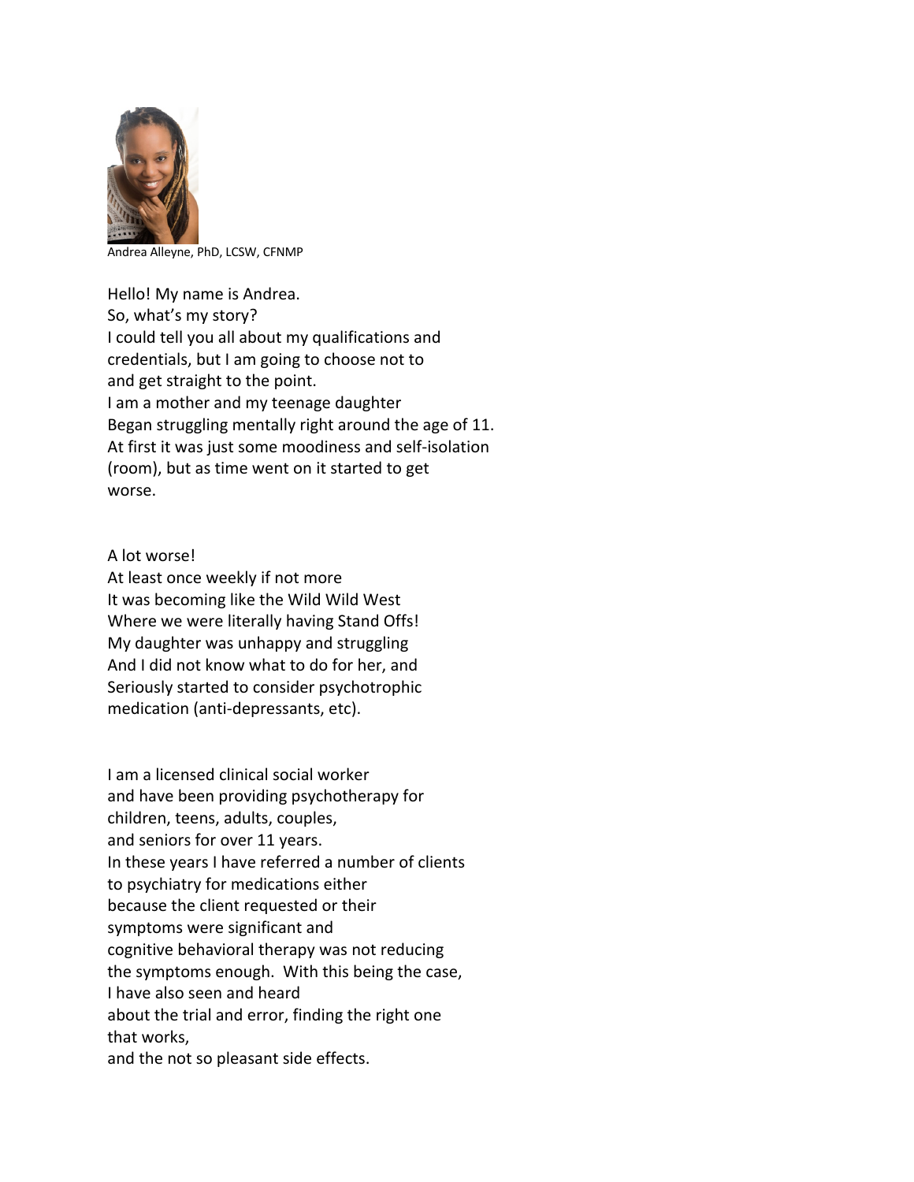Andrea Alleyne, PhD, LCSW, CFNMP

Hello! My name is Andrea.
So, what's my story?
I could tell you all about my qualifications and
credentials, but I am going to choose not to
and get straight to the point.
I am a mother and my teenage daughter
Began struggling mentally right around the age of 11.
At first it was just some moodiness and self-isolation
(room), but as time went on it started to get
worse.

A lot worse!
At least once weekly if not more
It was becoming like the Wild Wild West
Where we were literally having Stand Offs!
My daughter was unhappy and struggling
And I did not know what to do for her, and
Seriously started to consider psychotrophic
medication (anti-depressants, etc).

I am a licensed clinical social worker
and have been providing psychotherapy for
children, teens, adults, couples,
and seniors for over 11 years.
In these years I have referred a number of clients
to psychiatry for medications either
because the client requested or their
symptoms were significant and
cognitive behavioral therapy was not reducing
the symptoms enough. With this being the case,
I have also seen and heard
about the trial and error, finding the right one
that works,
and the not so pleasant side effects.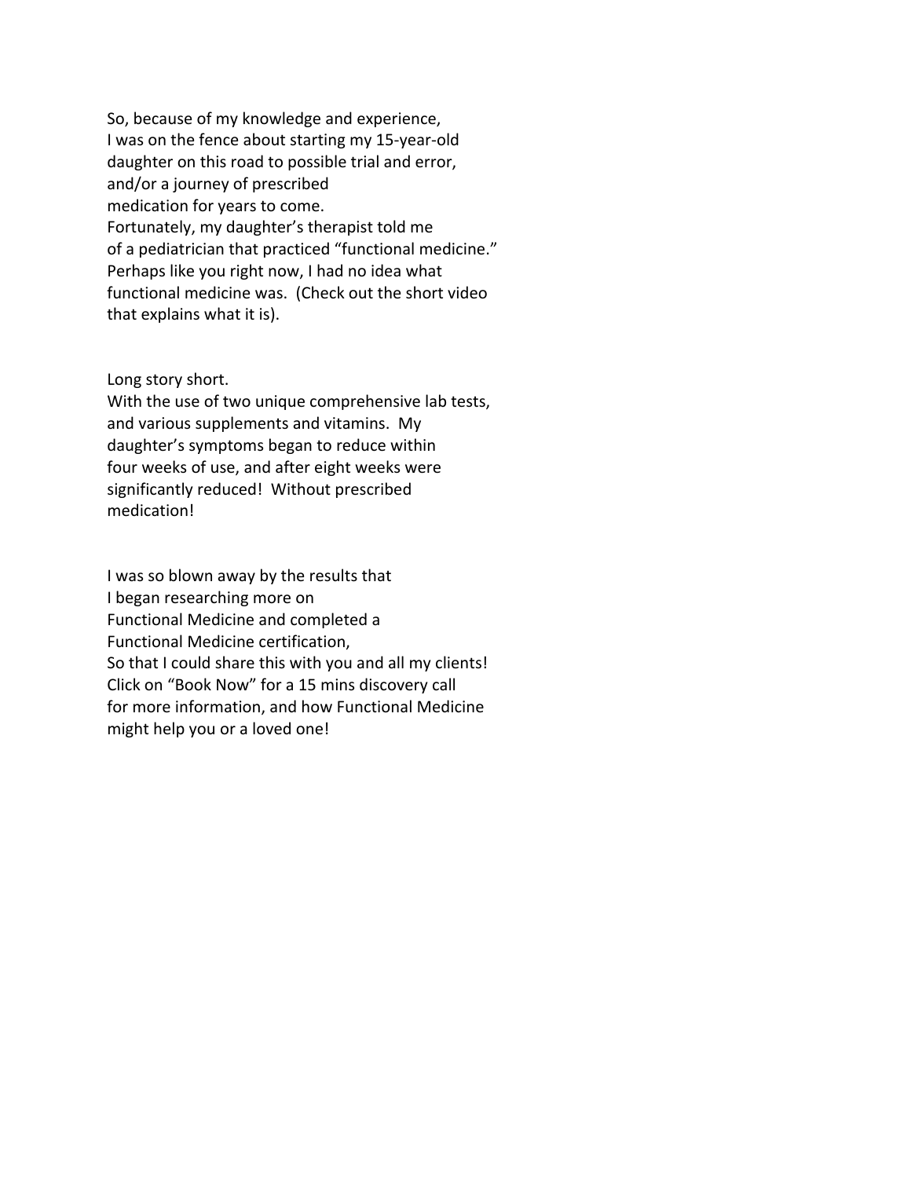So, because of my knowledge and experience, I was on the fence about starting my 15-year-old daughter on this road to possible trial and error, and/or a journey of prescribed medication for years to come.
Fortunately, my daughter's therapist told me of a pediatrician that practiced "functional medicine." Perhaps like you right now, I had no idea what functional medicine was. (Check out the short video that explains what it is).

Long story short.
With the use of two unique comprehensive lab tests, and various supplements and vitamins. My daughter's symptoms began to reduce within four weeks of use, and after eight weeks were significantly reduced! Without prescribed medication!

I was so blown away by the results that I began researching more on Functional Medicine and completed a Functional Medicine certification,
So that I could share this with you and all my clients!
Click on "Book Now" for a 15 mins discovery call for more information, and how Functional Medicine might help you or a loved one!